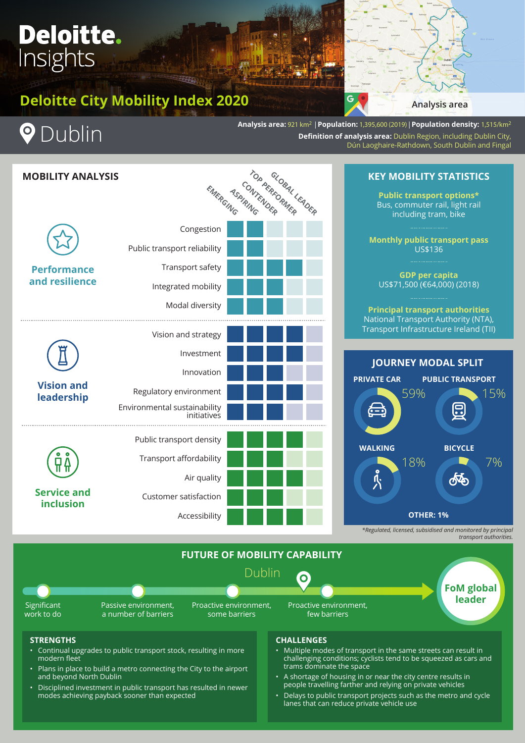# Deloitte Insights

## Deloitte City Mobility Index 2020

Analysis area

# Dublin

**Analysis area:** 921 km² | **Population:** 1,395,600 (2019) | **Population density:** 1,515/km²

**Definition of analysis area:** Dublin Region, including Dublin City, Dún Laoghaire-Rathdown, South Dublin and Fingal

## MOBILITY ANALYSIS

| Category | Metric | Emerging | Aspiring | Contender | Top Performer | Global Leader |
|---|---|---|---|---|---|---|
| Performance and resilience | Congestion | ■ | ■ | | | |
| | Public transport reliability | ■ | ■ | | | |
| | Transport safety | ■ | ■ | ■ | ■ | |
| | Integrated mobility | ■ | ■ | ■ | | |
| | Modal diversity | ■ | ■ | ■ | | |
| Vision and leadership | Vision and strategy | ■ | ■ | ■ | ■ | |
| | Investment | ■ | ■ | ■ | ■ | |
| | Innovation | ■ | ■ | ■ | | |
| | Regulatory environment | ■ | ■ | ■ | ■ | |
| | Environmental sustainability initiatives | ■ | ■ | ■ | | |
| Service and inclusion | Public transport density | ■ | ■ | ■ | ■ | |
| | Transport affordability | ■ | ■ | ■ | | |
| | Air quality | ■ | ■ | ■ | ■ | |
| | Customer satisfaction | ■ | ■ | ■ | | |
| | Accessibility | ■ | ■ | ■ | ■ | |

## KEY MOBILITY STATISTICS

**Public transport options***
Bus, commuter rail, light rail including tram, bike

**Monthly public transport pass**
US$136

**GDP per capita**
US$71,500 (€64,000) (2018)

**Principal transport authorities**
National Transport Authority (NTA), Transport Infrastructure Ireland (TII)

## JOURNEY MODAL SPLIT

- PRIVATE CAR: 59%
- PUBLIC TRANSPORT: 15%
- WALKING: 18%
- BICYCLE: 7%
- OTHER: 1%

*Regulated, licensed, subsidised and monitored by principal transport authorities.

## FUTURE OF MOBILITY CAPABILITY

Significant work to do → Passive environment, a number of barriers → Proactive environment, some barriers → **Dublin** → Proactive environment, few barriers → FoM global leader

### STRENGTHS

- Continual upgrades to public transport stock, resulting in more modern fleet
- Plans in place to build a metro connecting the City to the airport and beyond North Dublin
- Disciplined investment in public transport has resulted in newer modes achieving payback sooner than expected

### CHALLENGES

- Multiple modes of transport in the same streets can result in challenging conditions; cyclists tend to be squeezed as cars and trams dominate the space
- A shortage of housing in or near the city centre results in people travelling farther and relying on private vehicles
- Delays to public transport projects such as the metro and cycle lanes that can reduce private vehicle use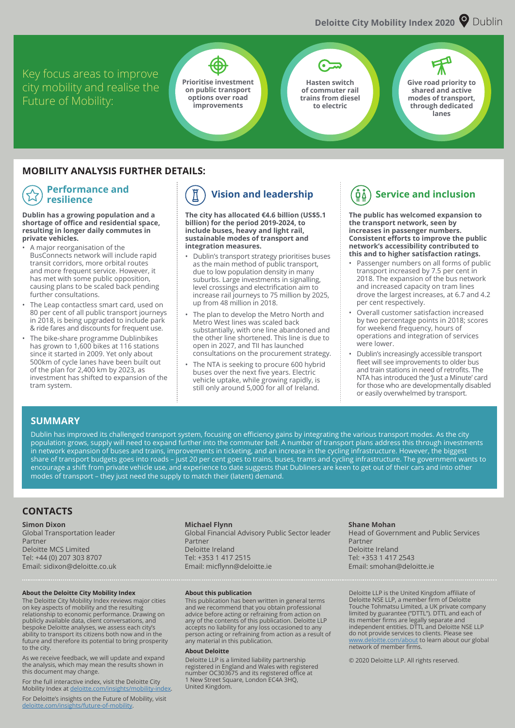Key focus areas to improve city mobility and realise the Future of Mobility:

- **Prioritise investment on public transport options over road improvements**
- **Hasten switch of commuter rail trains from diesel to electric**
- **Give road priority to shared and active modes of transport, through dedicated lanes**

## MOBILITY ANALYSIS FURTHER DETAILS:

### Performance and resilience

**Dublin has a growing population and a shortage of office and residential space, resulting in longer daily commutes in private vehicles.**

- A major reorganisation of the BusConnects network will include rapid transit corridors, more orbital routes and more frequent service. However, it has met with some public opposition, causing plans to be scaled back pending further consultations.
- The Leap contactless smart card, used on 80 per cent of all public transport journeys in 2018, is being upgraded to include park & ride fares and discounts for frequent use.
- The bike-share programme Dublinbikes has grown to 1,600 bikes at 116 stations since it started in 2009. Yet only about 500km of cycle lanes have been built out of the plan for 2,400 km by 2023, as investment has shifted to expansion of the tram system.

### Vision and leadership

**The city has allocated €4.6 billion (US$5.1 billion) for the period 2019-2024, to include buses, heavy and light rail, sustainable modes of transport and integration measures.**

- Dublin's transport strategy prioritises buses as the main method of public transport, due to low population density in many suburbs. Large investments in signalling, level crossings and electrification aim to increase rail journeys to 75 million by 2025, up from 48 million in 2018.
- The plan to develop the Metro North and Metro West lines was scaled back substantially, with one line abandoned and the other line shortened. This line is due to open in 2027, and TII has launched consultations on the procurement strategy.
- The NTA is seeking to procure 600 hybrid buses over the next five years. Electric vehicle uptake, while growing rapidly, is still only around 5,000 for all of Ireland.

### Service and inclusion

**The public has welcomed expansion to the transport network, seen by increases in passenger numbers. Consistent efforts to improve the public network's accessibility contributed to this and to higher satisfaction ratings.**

- Passenger numbers on all forms of public transport increased by 7.5 per cent in 2018. The expansion of the bus network and increased capacity on tram lines drove the largest increases, at 6.7 and 4.2 per cent respectively.
- Overall customer satisfaction increased by two percentage points in 2018; scores for weekend frequency, hours of operations and integration of services were lower.
- Dublin's increasingly accessible transport fleet will see improvements to older bus and train stations in need of retrofits. The NTA has introduced the 'Just a Minute' card for those who are developmentally disabled or easily overwhelmed by transport.

## SUMMARY

Dublin has improved its challenged transport system, focusing on efficiency gains by integrating the various transport modes. As the city population grows, supply will need to expand further into the commuter belt. A number of transport plans address this through investments in network expansion of buses and trains, improvements in ticketing, and an increase in the cycling infrastructure. However, the biggest share of transport budgets goes into roads – just 20 per cent goes to trains, buses, trams and cycling infrastructure. The government wants to encourage a shift from private vehicle use, and experience to date suggests that Dubliners are keen to get out of their cars and into other modes of transport – they just need the supply to match their (latent) demand.

## CONTACTS

**Simon Dixon**
Global Transportation leader
Partner
Deloitte MCS Limited
Tel: +44 (0) 207 303 8707
Email: sidixon@deloitte.co.uk

**Michael Flynn**
Global Financial Advisory Public Sector leader
Partner
Deloitte Ireland
Tel: +353 1 417 2515
Email: micflynn@deloitte.ie

**Shane Mohan**
Head of Government and Public Services
Partner
Deloitte Ireland
Tel: +353 1 417 2543
Email: smohan@deloitte.ie

**About the Deloitte City Mobility Index**

The Deloitte City Mobility Index reviews major cities on key aspects of mobility and the resulting relationship to economic performance. Drawing on publicly available data, client conversations, and bespoke Deloitte analyses, we assess each city's ability to transport its citizens both now and in the future and therefore its potential to bring prosperity to the city.

As we receive feedback, we will update and expand the analysis, which may mean the results shown in this document may change.

For the full interactive index, visit the Deloitte City Mobility Index at deloitte.com/insights/mobility-index.

For Deloitte's insights on the Future of Mobility, visit deloitte.com/insights/future-of-mobility.

**About this publication**

This publication has been written in general terms and we recommend that you obtain professional advice before acting or refraining from action on any of the contents of this publication. Deloitte LLP accepts no liability for any loss occasioned to any person acting or refraining from action as a result of any material in this publication.

**About Deloitte**

Deloitte LLP is a limited liability partnership registered in England and Wales with registered number OC303675 and its registered office at 1 New Street Square, London EC4A 3HQ, United Kingdom.

Deloitte LLP is the United Kingdom affiliate of Deloitte NSE LLP, a member firm of Deloitte Touche Tohmatsu Limited, a UK private company limited by guarantee ("DTTL"). DTTL and each of its member firms are legally separate and independent entities. DTTL and Deloitte NSE LLP do not provide services to clients. Please see www.deloitte.com/about to learn about our global network of member firms.

© 2020 Deloitte LLP. All rights reserved.